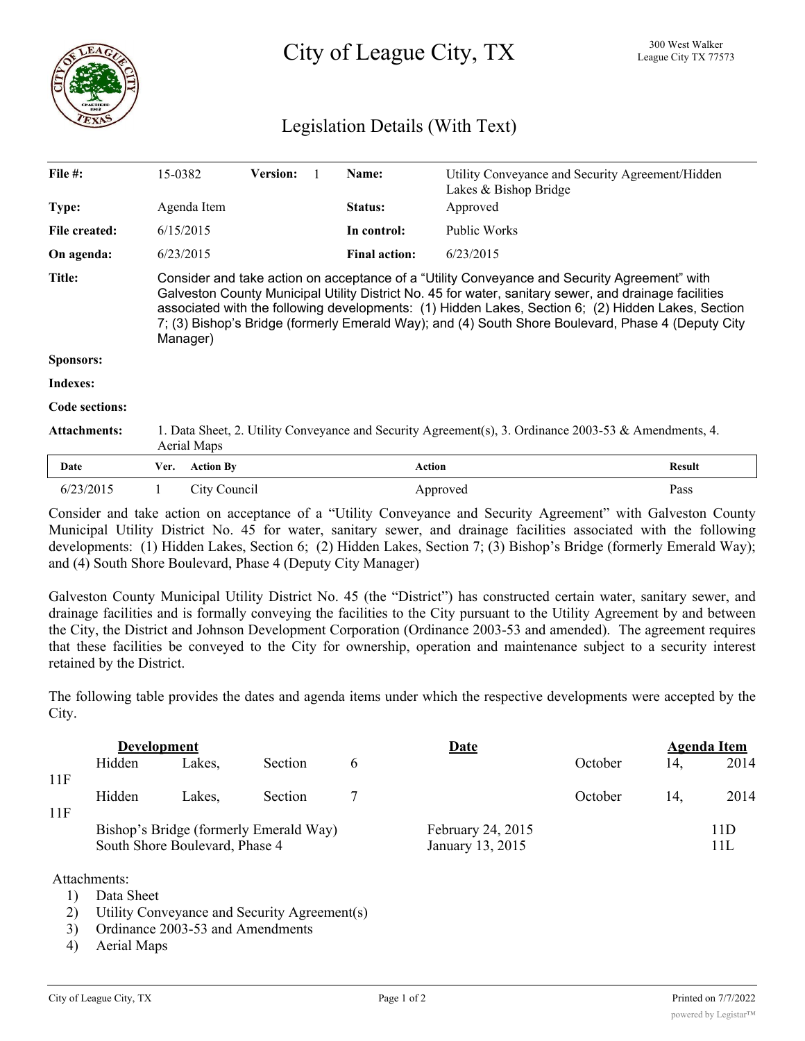# City of League City, TX

300 West Walker
League City TX 77573

## Legislation Details (With Text)

| | | | | | |
|---|---|---|---|---|---|
| **File #:** | 15-0382 | **Version:** 1 | **Name:** | Utility Conveyance and Security Agreement/Hidden Lakes & Bishop Bridge | |
| **Type:** | Agenda Item | | **Status:** | Approved | |
| **File created:** | 6/15/2015 | | **In control:** | Public Works | |
| **On agenda:** | 6/23/2015 | | **Final action:** | 6/23/2015 | |

**Title:** Consider and take action on acceptance of a "Utility Conveyance and Security Agreement" with Galveston County Municipal Utility District No. 45 for water, sanitary sewer, and drainage facilities associated with the following developments: (1) Hidden Lakes, Section 6; (2) Hidden Lakes, Section 7; (3) Bishop's Bridge (formerly Emerald Way); and (4) South Shore Boulevard, Phase 4 (Deputy City Manager)

**Sponsors:**

**Indexes:**

**Code sections:**

**Attachments:** 1. Data Sheet, 2. Utility Conveyance and Security Agreement(s), 3. Ordinance 2003-53 & Amendments, 4. Aerial Maps

| Date | Ver. | Action By | Action | Result |
|---|---|---|---|---|
| 6/23/2015 | 1 | City Council | Approved | Pass |

Consider and take action on acceptance of a "Utility Conveyance and Security Agreement" with Galveston County Municipal Utility District No. 45 for water, sanitary sewer, and drainage facilities associated with the following developments: (1) Hidden Lakes, Section 6; (2) Hidden Lakes, Section 7; (3) Bishop's Bridge (formerly Emerald Way); and (4) South Shore Boulevard, Phase 4 (Deputy City Manager)

Galveston County Municipal Utility District No. 45 (the "District") has constructed certain water, sanitary sewer, and drainage facilities and is formally conveying the facilities to the City pursuant to the Utility Agreement by and between the City, the District and Johnson Development Corporation (Ordinance 2003-53 and amended). The agreement requires that these facilities be conveyed to the City for ownership, operation and maintenance subject to a security interest retained by the District.

The following table provides the dates and agenda items under which the respective developments were accepted by the City.

| Development | Date | Agenda Item |
|---|---|---|
| Hidden Lakes, Section 6 | October 14, 2014 | 11F |
| Hidden Lakes, Section 7 | October 14, 2014 | 11F |
| Bishop's Bridge (formerly Emerald Way) | February 24, 2015 | 11D |
| South Shore Boulevard, Phase 4 | January 13, 2015 | 11L |

Attachments:

1) Data Sheet
2) Utility Conveyance and Security Agreement(s)
3) Ordinance 2003-53 and Amendments
4) Aerial Maps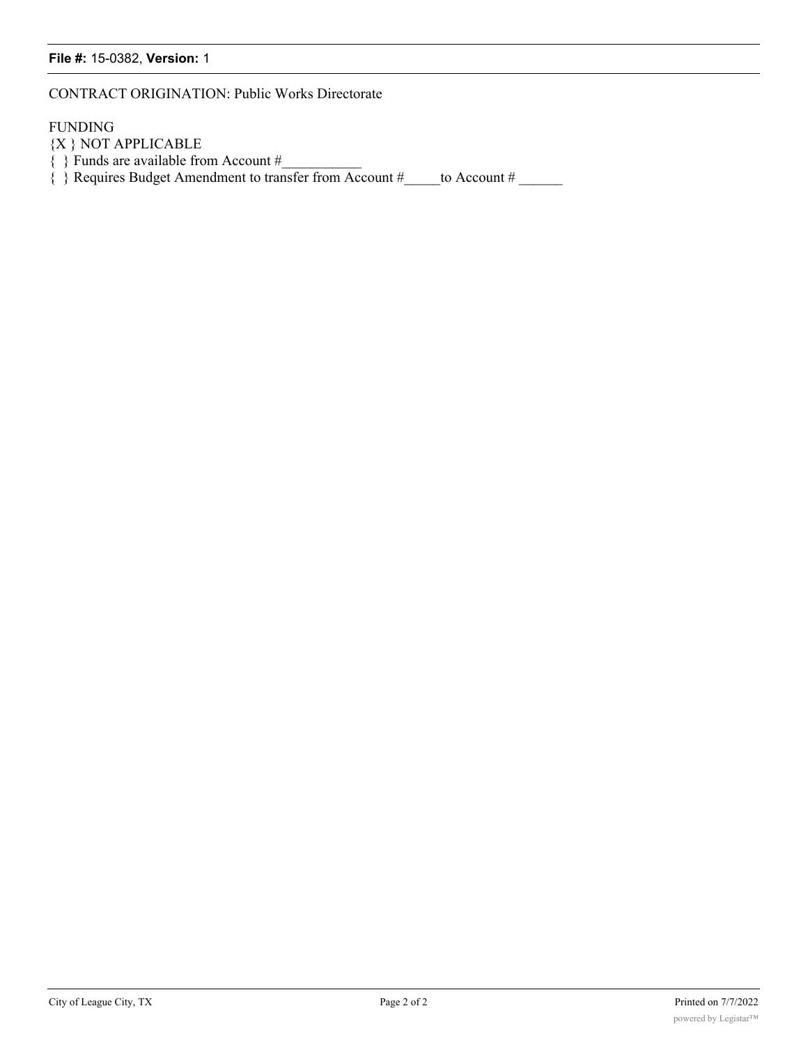CONTRACT ORIGINATION: Public Works Directorate

FUNDING

{X } NOT APPLICABLE

{ } Funds are available from Account #___________

{ } Requires Budget Amendment to transfer from Account #_____to Account # ______